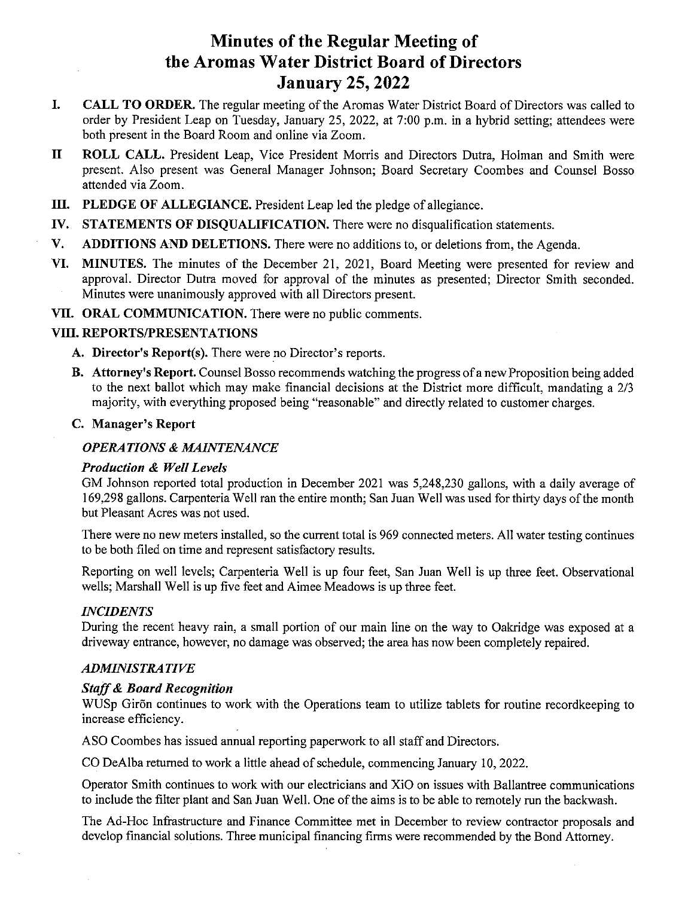# Minutes of the Regular Meeting of the Aromas Water District Board of Directors January 25, 2022

**I. CALL TO ORDER.** The regular meeting of the Aromas Water District Board of Directors was called to order by President Leap on Tuesday, January 25, 2022, at 7:00 p.m. in a hybrid setting; attendees were both present in the Board Room and online via Zoom.

**II ROLL CALL.** President Leap, Vice President Morris and Directors Dutra, Holman and Smith were present. Also present was General Manager Johnson; Board Secretary Coombes and Counsel Bosso attended via Zoom.

**III. PLEDGE OF ALLEGIANCE.** President Leap led the pledge of allegiance.

**IV. STATEMENTS OF DISQUALIFICATION.** There were no disqualification statements.

**V. ADDITIONS AND DELETIONS.** There were no additions to, or deletions from, the Agenda.

**VI. MINUTES.** The minutes of the December 21, 2021, Board Meeting were presented for review and approval. Director Dutra moved for approval of the minutes as presented; Director Smith seconded. Minutes were unanimously approved with all Directors present.

**VII. ORAL COMMUNICATION.** There were no public comments.

**VIII. REPORTS/PRESENTATIONS**

**A. Director's Report(s).** There were no Director's reports.

**B. Attorney's Report.** Counsel Bosso recommends watching the progress of a new Proposition being added to the next ballot which may make financial decisions at the District more difficult, mandating a 2/3 majority, with everything proposed being "reasonable" and directly related to customer charges.

**C. Manager's Report**

***OPERATIONS & MAINTENANCE***

***Production & Well Levels***

GM Johnson reported total production in December 2021 was 5,248,230 gallons, with a daily average of 169,298 gallons. Carpenteria Well ran the entire month; San Juan Well was used for thirty days of the month but Pleasant Acres was not used.

There were no new meters installed, so the current total is 969 connected meters. All water testing continues to be both filed on time and represent satisfactory results.

Reporting on well levels; Carpenteria Well is up four feet, San Juan Well is up three feet. Observational wells; Marshall Well is up five feet and Aimee Meadows is up three feet.

***INCIDENTS***

During the recent heavy rain, a small portion of our main line on the way to Oakridge was exposed at a driveway entrance, however, no damage was observed; the area has now been completely repaired.

***ADMINISTRATIVE***

***Staff & Board Recognition***

WUSp Girõn continues to work with the Operations team to utilize tablets for routine recordkeeping to increase efficiency.

ASO Coombes has issued annual reporting paperwork to all staff and Directors.

CO DeAlba returned to work a little ahead of schedule, commencing January 10, 2022.

Operator Smith continues to work with our electricians and XiO on issues with Ballantree communications to include the filter plant and San Juan Well. One of the aims is to be able to remotely run the backwash.

The Ad-Hoc Infrastructure and Finance Committee met in December to review contractor proposals and develop financial solutions. Three municipal financing firms were recommended by the Bond Attorney.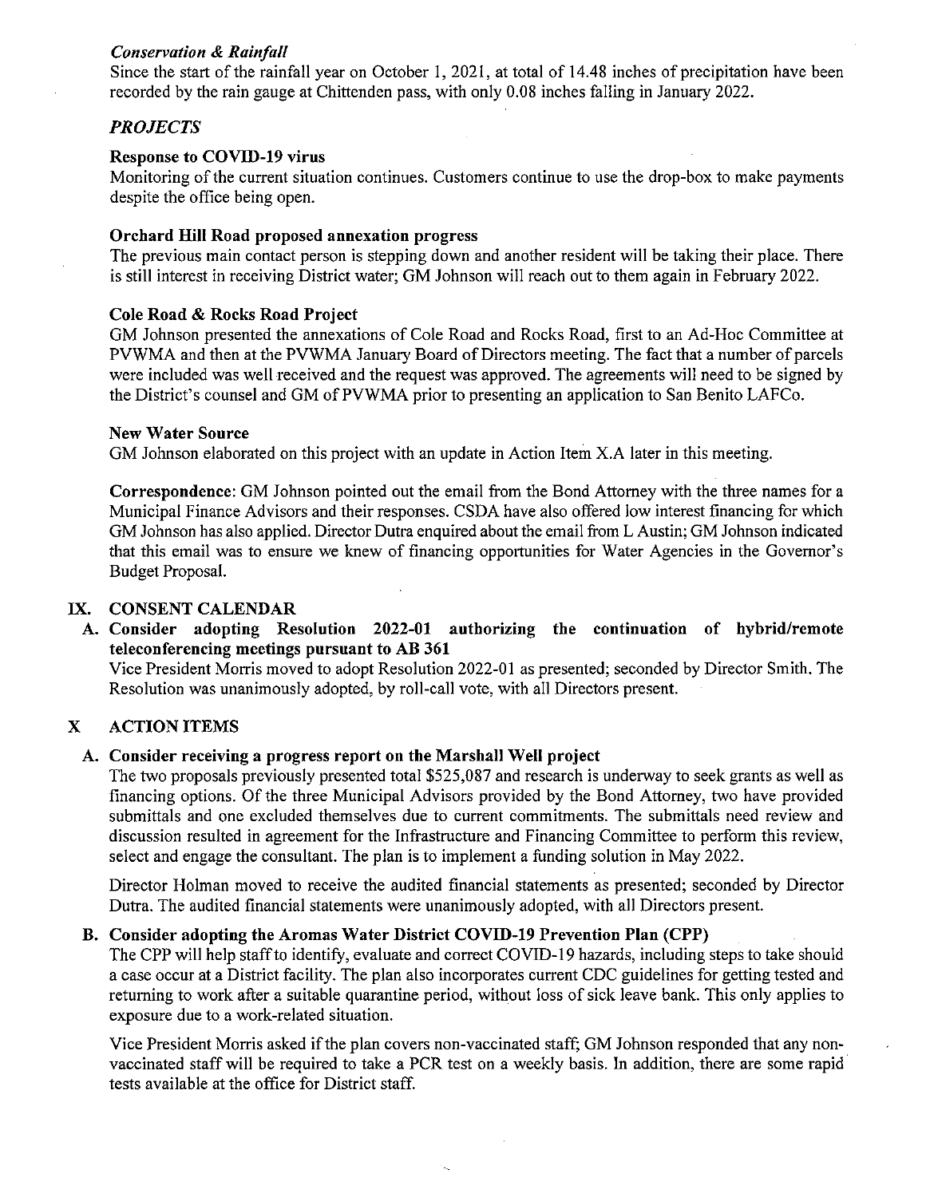***Conservation & Rainfall***

Since the start of the rainfall year on October 1, 2021, at total of 14.48 inches of precipitation have been recorded by the rain gauge at Chittenden pass, with only 0.08 inches falling in January 2022.

## *PROJECTS*

**Response to COVID-19 virus**

Monitoring of the current situation continues. Customers continue to use the drop-box to make payments despite the office being open.

**Orchard Hill Road proposed annexation progress**

The previous main contact person is stepping down and another resident will be taking their place. There is still interest in receiving District water; GM Johnson will reach out to them again in February 2022.

**Cole Road & Rocks Road Project**

GM Johnson presented the annexations of Cole Road and Rocks Road, first to an Ad-Hoc Committee at PVWMA and then at the PVWMA January Board of Directors meeting. The fact that a number of parcels were included was well received and the request was approved. The agreements will need to be signed by the District's counsel and GM of PVWMA prior to presenting an application to San Benito LAFCo.

**New Water Source**

GM Johnson elaborated on this project with an update in Action Item X.A later in this meeting.

**Correspondence**: GM Johnson pointed out the email from the Bond Attorney with the three names for a Municipal Finance Advisors and their responses. CSDA have also offered low interest financing for which GM Johnson has also applied. Director Dutra enquired about the email from L Austin; GM Johnson indicated that this email was to ensure we knew of financing opportunities for Water Agencies in the Governor's Budget Proposal.

## IX. CONSENT CALENDAR

**A. Consider adopting Resolution 2022-01 authorizing the continuation of hybrid/remote teleconferencing meetings pursuant to AB 361**

Vice President Morris moved to adopt Resolution 2022-01 as presented; seconded by Director Smith. The Resolution was unanimously adopted, by roll-call vote, with all Directors present.

## X ACTION ITEMS

**A. Consider receiving a progress report on the Marshall Well project**

The two proposals previously presented total $525,087 and research is underway to seek grants as well as financing options. Of the three Municipal Advisors provided by the Bond Attorney, two have provided submittals and one excluded themselves due to current commitments. The submittals need review and discussion resulted in agreement for the Infrastructure and Financing Committee to perform this review, select and engage the consultant. The plan is to implement a funding solution in May 2022.

Director Holman moved to receive the audited financial statements as presented; seconded by Director Dutra. The audited financial statements were unanimously adopted, with all Directors present.

**B. Consider adopting the Aromas Water District COVID-19 Prevention Plan (CPP)**

The CPP will help staff to identify, evaluate and correct COVID-19 hazards, including steps to take should a case occur at a District facility. The plan also incorporates current CDC guidelines for getting tested and returning to work after a suitable quarantine period, without loss of sick leave bank. This only applies to exposure due to a work-related situation.

Vice President Morris asked if the plan covers non-vaccinated staff; GM Johnson responded that any non-vaccinated staff will be required to take a PCR test on a weekly basis. In addition, there are some rapid tests available at the office for District staff.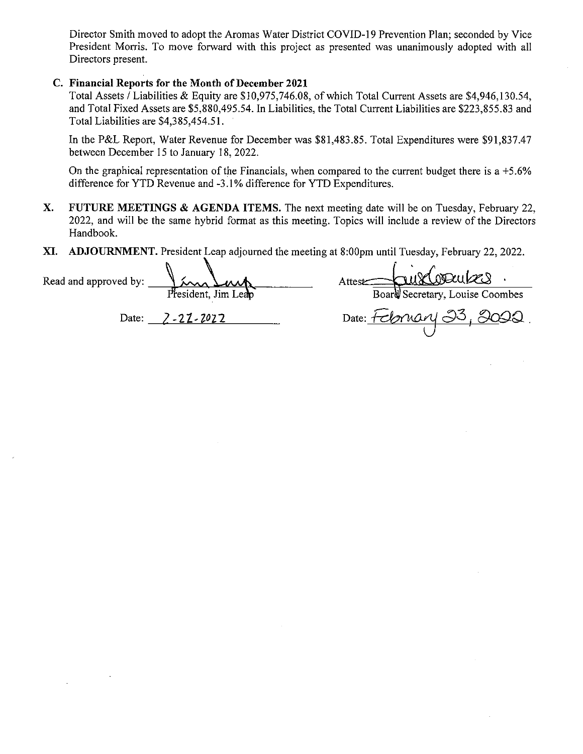Director Smith moved to adopt the Aromas Water District COVID-19 Prevention Plan; seconded by Vice President Morris. To move forward with this project as presented was unanimously adopted with all Directors present.

**C. Financial Reports for the Month of December 2021**

Total Assets / Liabilities & Equity are $10,975,746.08, of which Total Current Assets are $4,946,130.54, and Total Fixed Assets are $5,880,495.54. In Liabilities, the Total Current Liabilities are $223,855.83 and Total Liabilities are $4,385,454.51.

In the P&L Report, Water Revenue for December was $81,483.85. Total Expenditures were $91,837.47 between December 15 to January 18, 2022.

On the graphical representation of the Financials, when compared to the current budget there is a +5.6% difference for YTD Revenue and -3.1% difference for YTD Expenditures.

**X. FUTURE MEETINGS & AGENDA ITEMS.** The next meeting date will be on Tuesday, February 22, 2022, and will be the same hybrid format as this meeting. Topics will include a review of the Directors Handbook.

**XI. ADJOURNMENT.** President Leap adjourned the meeting at 8:00pm until Tuesday, February 22, 2022.

Read and approved by: ______________________
President, Jim Leap

Date: 2-22-2022

Attest: ______________________
Board Secretary, Louise Coombes

Date: February 23, 2022.